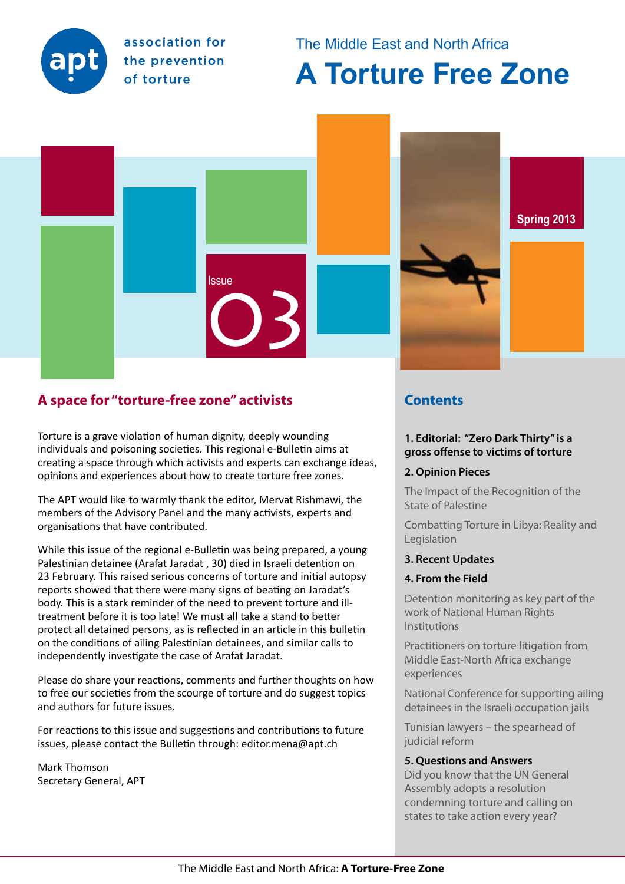association for the prevention of torture

The Middle East and North Africa

# A Torture Free Zone

Issue 03

Spring 2013

## A space for "torture-free zone" activists

Torture is a grave violation of human dignity, deeply wounding individuals and poisoning societies. This regional e-Bulletin aims at creating a space through which activists and experts can exchange ideas, opinions and experiences about how to create torture free zones.

The APT would like to warmly thank the editor, Mervat Rishmawi, the members of the Advisory Panel and the many activists, experts and organisations that have contributed.

While this issue of the regional e-Bulletin was being prepared, a young Palestinian detainee (Arafat Jaradat , 30) died in Israeli detention on 23 February. This raised serious concerns of torture and initial autopsy reports showed that there were many signs of beating on Jaradat's body. This is a stark reminder of the need to prevent torture and ill-treatment before it is too late! We must all take a stand to better protect all detained persons, as is reflected in an article in this bulletin on the conditions of ailing Palestinian detainees, and similar calls to independently investigate the case of Arafat Jaradat.

Please do share your reactions, comments and further thoughts on how to free our societies from the scourge of torture and do suggest topics and authors for future issues.

For reactions to this issue and suggestions and contributions to future issues, please contact the Bulletin through: editor.mena@apt.ch

Mark Thomson
Secretary General, APT

## Contents

**1. Editorial: "Zero Dark Thirty" is a gross offense to victims of torture**

**2. Opinion Pieces**

The Impact of the Recognition of the State of Palestine

Combatting Torture in Libya: Reality and Legislation

**3. Recent Updates**

**4. From the Field**

Detention monitoring as key part of the work of National Human Rights Institutions

Practitioners on torture litigation from Middle East-North Africa exchange experiences

National Conference for supporting ailing detainees in the Israeli occupation jails

Tunisian lawyers – the spearhead of judicial reform

**5. Questions and Answers**

Did you know that the UN General Assembly adopts a resolution condemning torture and calling on states to take action every year?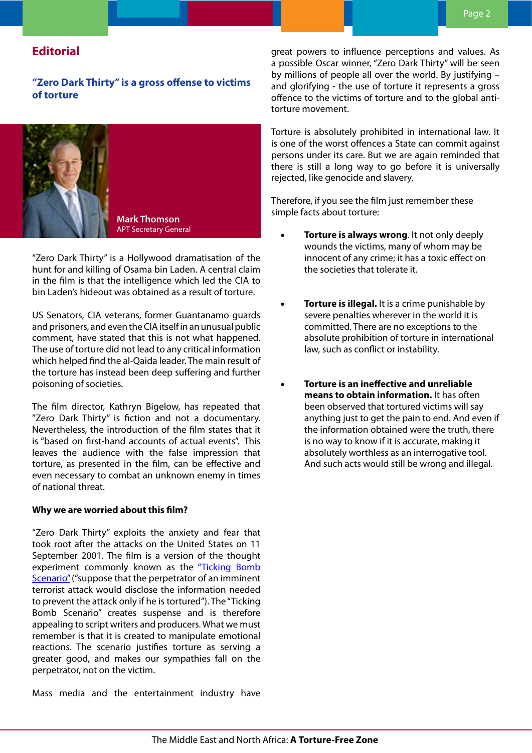## Editorial

### "Zero Dark Thirty" is a gross offense to victims of torture

**Mark Thomson**
APT Secretary General

"Zero Dark Thirty" is a Hollywood dramatisation of the hunt for and killing of Osama bin Laden. A central claim in the film is that the intelligence which led the CIA to bin Laden's hideout was obtained as a result of torture.

US Senators, CIA veterans, former Guantanamo guards and prisoners, and even the CIA itself in an unusual public comment, have stated that this is not what happened. The use of torture did not lead to any critical information which helped find the al-Qaida leader. The main result of the torture has instead been deep suffering and further poisoning of societies.

The film director, Kathryn Bigelow, has repeated that "Zero Dark Thirty" is fiction and not a documentary. Nevertheless, the introduction of the film states that it is "based on first-hand accounts of actual events". This leaves the audience with the false impression that torture, as presented in the film, can be effective and even necessary to combat an unknown enemy in times of national threat.

**Why we are worried about this film?**

"Zero Dark Thirty" exploits the anxiety and fear that took root after the attacks on the United States on 11 September 2001. The film is a version of the thought experiment commonly known as the "Ticking Bomb Scenario" ("suppose that the perpetrator of an imminent terrorist attack would disclose the information needed to prevent the attack only if he is tortured"). The "Ticking Bomb Scenario" creates suspense and is therefore appealing to script writers and producers. What we must remember is that it is created to manipulate emotional reactions. The scenario justifies torture as serving a greater good, and makes our sympathies fall on the perpetrator, not on the victim.

Mass media and the entertainment industry have great powers to influence perceptions and values. As a possible Oscar winner, "Zero Dark Thirty" will be seen by millions of people all over the world. By justifying – and glorifying - the use of torture it represents a gross offence to the victims of torture and to the global anti-torture movement.

Torture is absolutely prohibited in international law. It is one of the worst offences a State can commit against persons under its care. But we are again reminded that there is still a long way to go before it is universally rejected, like genocide and slavery.

Therefore, if you see the film just remember these simple facts about torture:

- **Torture is always wrong**. It not only deeply wounds the victims, many of whom may be innocent of any crime; it has a toxic effect on the societies that tolerate it.

- **Torture is illegal.** It is a crime punishable by severe penalties wherever in the world it is committed. There are no exceptions to the absolute prohibition of torture in international law, such as conflict or instability.

- **Torture is an ineffective and unreliable means to obtain information.** It has often been observed that tortured victims will say anything just to get the pain to end. And even if the information obtained were the truth, there is no way to know if it is accurate, making it absolutely worthless as an interrogative tool. And such acts would still be wrong and illegal.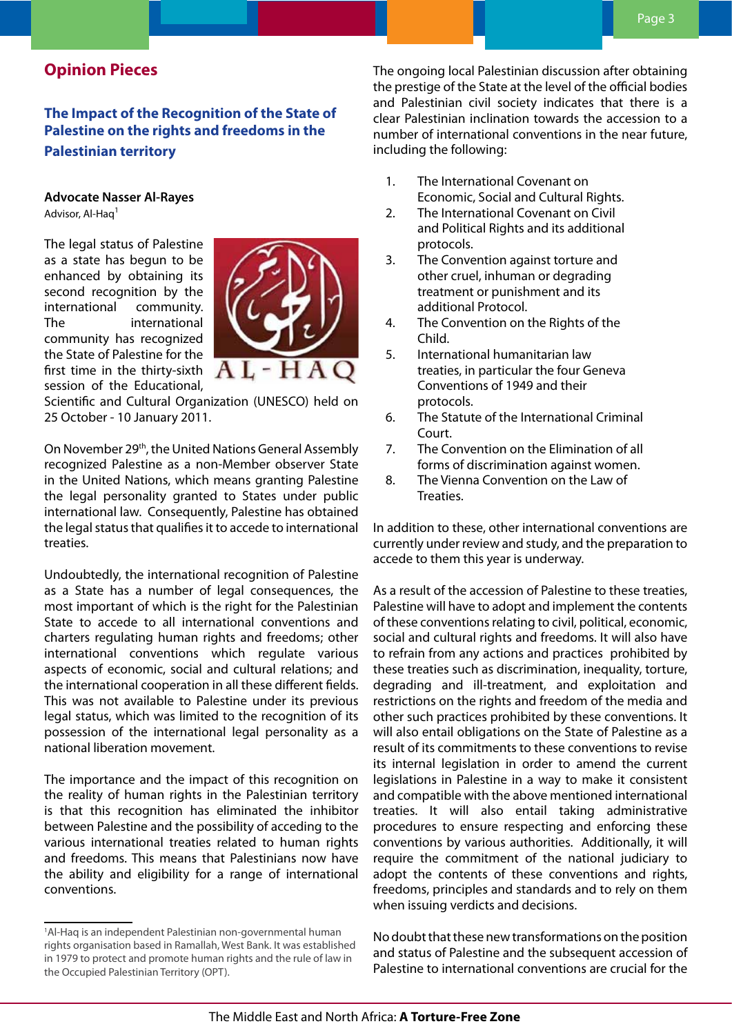## Opinion Pieces

### The Impact of the Recognition of the State of Palestine on the rights and freedoms in the Palestinian territory

**Advocate Nasser Al-Rayes**
Advisor, Al-Haq[1]

The legal status of Palestine as a state has begun to be enhanced by obtaining its second recognition by the international community. The international community has recognized the State of Palestine for the first time in the thirty-sixth session of the Educational, Scientific and Cultural Organization (UNESCO) held on 25 October - 10 January 2011.

On November 29th, the United Nations General Assembly recognized Palestine as a non-Member observer State in the United Nations, which means granting Palestine the legal personality granted to States under public international law. Consequently, Palestine has obtained the legal status that qualifies it to accede to international treaties.

Undoubtedly, the international recognition of Palestine as a State has a number of legal consequences, the most important of which is the right for the Palestinian State to accede to all international conventions and charters regulating human rights and freedoms; other international conventions which regulate various aspects of economic, social and cultural relations; and the international cooperation in all these different fields. This was not available to Palestine under its previous legal status, which was limited to the recognition of its possession of the international legal personality as a national liberation movement.

The importance and the impact of this recognition on the reality of human rights in the Palestinian territory is that this recognition has eliminated the inhibitor between Palestine and the possibility of acceding to the various international treaties related to human rights and freedoms. This means that Palestinians now have the ability and eligibility for a range of international conventions.

The ongoing local Palestinian discussion after obtaining the prestige of the State at the level of the official bodies and Palestinian civil society indicates that there is a clear Palestinian inclination towards the accession to a number of international conventions in the near future, including the following:

1. The International Covenant on Economic, Social and Cultural Rights.
2. The International Covenant on Civil and Political Rights and its additional protocols.
3. The Convention against torture and other cruel, inhuman or degrading treatment or punishment and its additional Protocol.
4. The Convention on the Rights of the Child.
5. International humanitarian law treaties, in particular the four Geneva Conventions of 1949 and their protocols.
6. The Statute of the International Criminal Court.
7. The Convention on the Elimination of all forms of discrimination against women.
8. The Vienna Convention on the Law of Treaties.

In addition to these, other international conventions are currently under review and study, and the preparation to accede to them this year is underway.

As a result of the accession of Palestine to these treaties, Palestine will have to adopt and implement the contents of these conventions relating to civil, political, economic, social and cultural rights and freedoms. It will also have to refrain from any actions and practices prohibited by these treaties such as discrimination, inequality, torture, degrading and ill-treatment, and exploitation and restrictions on the rights and freedom of the media and other such practices prohibited by these conventions. It will also entail obligations on the State of Palestine as a result of its commitments to these conventions to revise its internal legislation in order to amend the current legislations in Palestine in a way to make it consistent and compatible with the above mentioned international treaties. It will also entail taking administrative procedures to ensure respecting and enforcing these conventions by various authorities. Additionally, it will require the commitment of the national judiciary to adopt the contents of these conventions and rights, freedoms, principles and standards and to rely on them when issuing verdicts and decisions.

No doubt that these new transformations on the position and status of Palestine and the subsequent accession of Palestine to international conventions are crucial for the

---

[1] Al-Haq is an independent Palestinian non-governmental human rights organisation based in Ramallah, West Bank. It was established in 1979 to protect and promote human rights and the rule of law in the Occupied Palestinian Territory (OPT).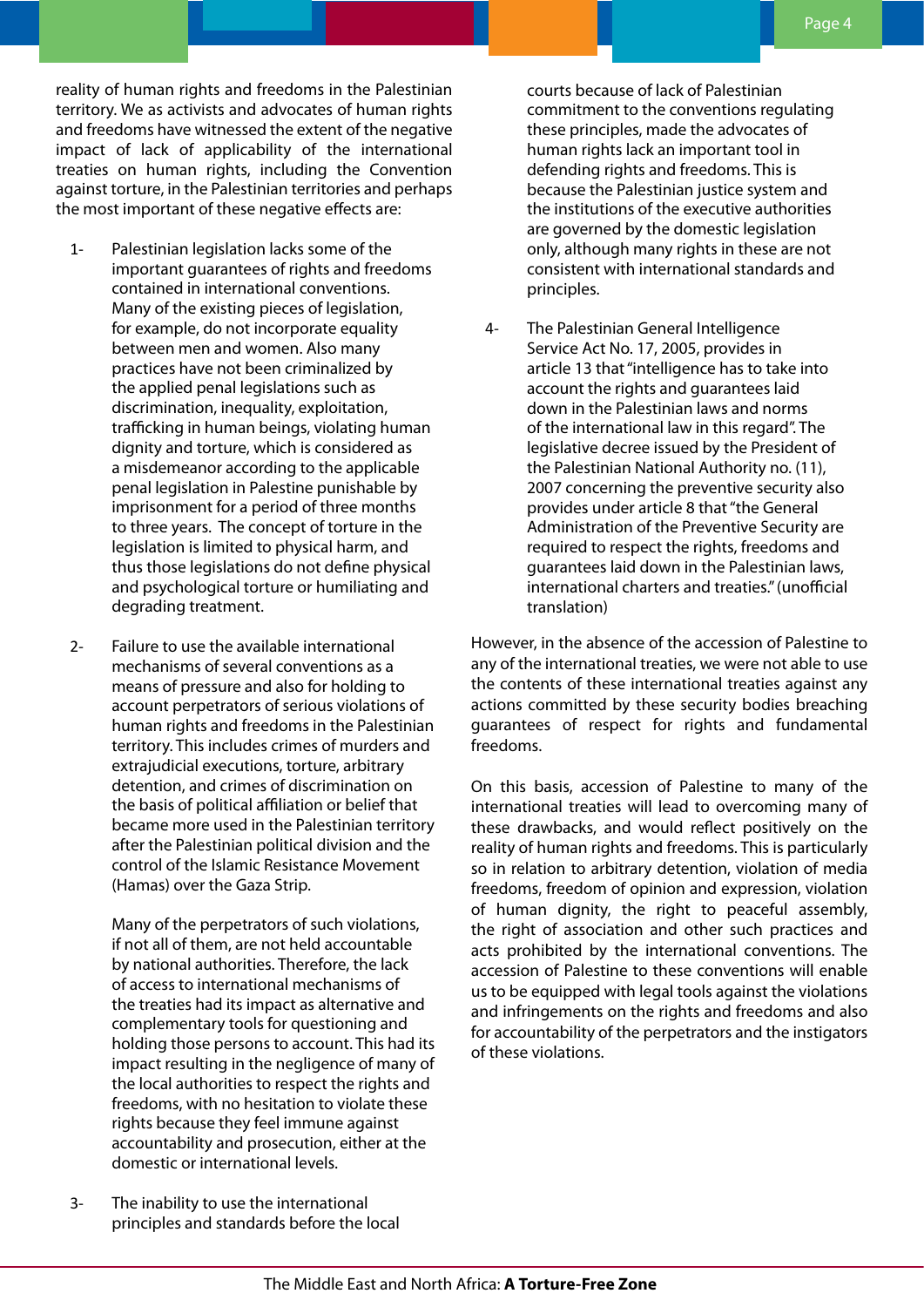reality of human rights and freedoms in the Palestinian territory. We as activists and advocates of human rights and freedoms have witnessed the extent of the negative impact of lack of applicability of the international treaties on human rights, including the Convention against torture, in the Palestinian territories and perhaps the most important of these negative effects are:

1- Palestinian legislation lacks some of the important guarantees of rights and freedoms contained in international conventions. Many of the existing pieces of legislation, for example, do not incorporate equality between men and women. Also many practices have not been criminalized by the applied penal legislations such as discrimination, inequality, exploitation, trafficking in human beings, violating human dignity and torture, which is considered as a misdemeanor according to the applicable penal legislation in Palestine punishable by imprisonment for a period of three months to three years. The concept of torture in the legislation is limited to physical harm, and thus those legislations do not define physical and psychological torture or humiliating and degrading treatment.

2- Failure to use the available international mechanisms of several conventions as a means of pressure and also for holding to account perpetrators of serious violations of human rights and freedoms in the Palestinian territory. This includes crimes of murders and extrajudicial executions, torture, arbitrary detention, and crimes of discrimination on the basis of political affiliation or belief that became more used in the Palestinian territory after the Palestinian political division and the control of the Islamic Resistance Movement (Hamas) over the Gaza Strip.

   Many of the perpetrators of such violations, if not all of them, are not held accountable by national authorities. Therefore, the lack of access to international mechanisms of the treaties had its impact as alternative and complementary tools for questioning and holding those persons to account. This had its impact resulting in the negligence of many of the local authorities to respect the rights and freedoms, with no hesitation to violate these rights because they feel immune against accountability and prosecution, either at the domestic or international levels.

3- The inability to use the international principles and standards before the local courts because of lack of Palestinian commitment to the conventions regulating these principles, made the advocates of human rights lack an important tool in defending rights and freedoms. This is because the Palestinian justice system and the institutions of the executive authorities are governed by the domestic legislation only, although many rights in these are not consistent with international standards and principles.

4- The Palestinian General Intelligence Service Act No. 17, 2005, provides in article 13 that "intelligence has to take into account the rights and guarantees laid down in the Palestinian laws and norms of the international law in this regard". The legislative decree issued by the President of the Palestinian National Authority no. (11), 2007 concerning the preventive security also provides under article 8 that "the General Administration of the Preventive Security are required to respect the rights, freedoms and guarantees laid down in the Palestinian laws, international charters and treaties." (unofficial translation)

However, in the absence of the accession of Palestine to any of the international treaties, we were not able to use the contents of these international treaties against any actions committed by these security bodies breaching guarantees of respect for rights and fundamental freedoms.

On this basis, accession of Palestine to many of the international treaties will lead to overcoming many of these drawbacks, and would reflect positively on the reality of human rights and freedoms. This is particularly so in relation to arbitrary detention, violation of media freedoms, freedom of opinion and expression, violation of human dignity, the right to peaceful assembly, the right of association and other such practices and acts prohibited by the international conventions. The accession of Palestine to these conventions will enable us to be equipped with legal tools against the violations and infringements on the rights and freedoms and also for accountability of the perpetrators and the instigators of these violations.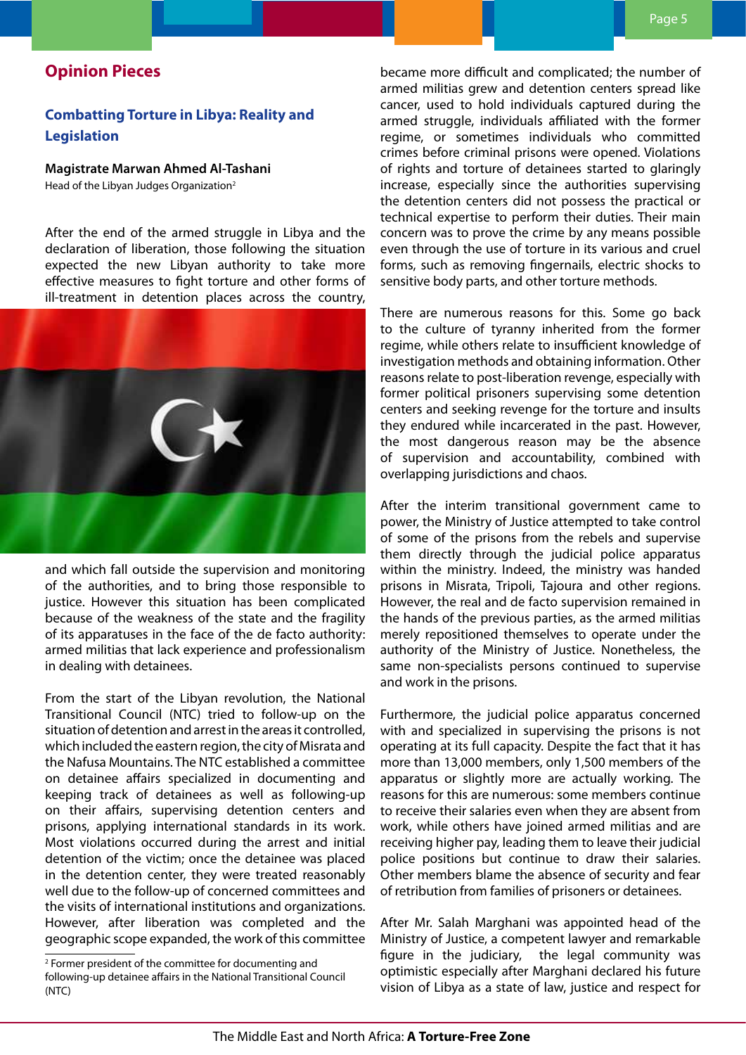## Opinion Pieces

### Combatting Torture in Libya: Reality and Legislation

**Magistrate Marwan Ahmed Al-Tashani**
Head of the Libyan Judges Organization[2]

After the end of the armed struggle in Libya and the declaration of liberation, those following the situation expected the new Libyan authority to take more effective measures to fight torture and other forms of ill-treatment in detention places across the country, and which fall outside the supervision and monitoring of the authorities, and to bring those responsible to justice. However this situation has been complicated because of the weakness of the state and the fragility of its apparatuses in the face of the de facto authority: armed militias that lack experience and professionalism in dealing with detainees.

From the start of the Libyan revolution, the National Transitional Council (NTC) tried to follow-up on the situation of detention and arrest in the areas it controlled, which included the eastern region, the city of Misrata and the Nafusa Mountains. The NTC established a committee on detainee affairs specialized in documenting and keeping track of detainees as well as following-up on their affairs, supervising detention centers and prisons, applying international standards in its work. Most violations occurred during the arrest and initial detention of the victim; once the detainee was placed in the detention center, they were treated reasonably well due to the follow-up of concerned committees and the visits of international institutions and organizations. However, after liberation was completed and the geographic scope expanded, the work of this committee became more difficult and complicated; the number of armed militias grew and detention centers spread like cancer, used to hold individuals captured during the armed struggle, individuals affiliated with the former regime, or sometimes individuals who committed crimes before criminal prisons were opened. Violations of rights and torture of detainees started to glaringly increase, especially since the authorities supervising the detention centers did not possess the practical or technical expertise to perform their duties. Their main concern was to prove the crime by any means possible even through the use of torture in its various and cruel forms, such as removing fingernails, electric shocks to sensitive body parts, and other torture methods.

There are numerous reasons for this. Some go back to the culture of tyranny inherited from the former regime, while others relate to insufficient knowledge of investigation methods and obtaining information. Other reasons relate to post-liberation revenge, especially with former political prisoners supervising some detention centers and seeking revenge for the torture and insults they endured while incarcerated in the past. However, the most dangerous reason may be the absence of supervision and accountability, combined with overlapping jurisdictions and chaos.

After the interim transitional government came to power, the Ministry of Justice attempted to take control of some of the prisons from the rebels and supervise them directly through the judicial police apparatus within the ministry. Indeed, the ministry was handed prisons in Misrata, Tripoli, Tajoura and other regions. However, the real and de facto supervision remained in the hands of the previous parties, as the armed militias merely repositioned themselves to operate under the authority of the Ministry of Justice. Nonetheless, the same non-specialists persons continued to supervise and work in the prisons.

Furthermore, the judicial police apparatus concerned with and specialized in supervising the prisons is not operating at its full capacity. Despite the fact that it has more than 13,000 members, only 1,500 members of the apparatus or slightly more are actually working. The reasons for this are numerous: some members continue to receive their salaries even when they are absent from work, while others have joined armed militias and are receiving higher pay, leading them to leave their judicial police positions but continue to draw their salaries. Other members blame the absence of security and fear of retribution from families of prisoners or detainees.

After Mr. Salah Marghani was appointed head of the Ministry of Justice, a competent lawyer and remarkable figure in the judiciary, the legal community was optimistic especially after Marghani declared his future vision of Libya as a state of law, justice and respect for

[2] Former president of the committee for documenting and following-up detainee affairs in the National Transitional Council (NTC)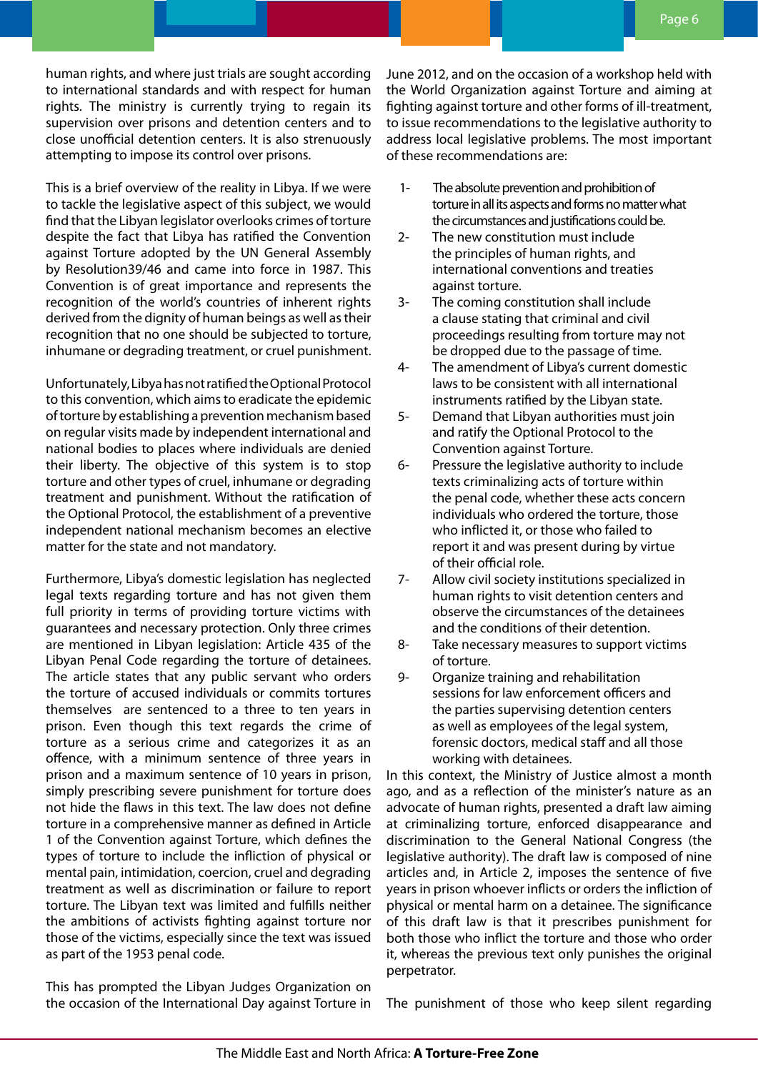human rights, and where just trials are sought according to international standards and with respect for human rights. The ministry is currently trying to regain its supervision over prisons and detention centers and to close unofficial detention centers. It is also strenuously attempting to impose its control over prisons.

This is a brief overview of the reality in Libya. If we were to tackle the legislative aspect of this subject, we would find that the Libyan legislator overlooks crimes of torture despite the fact that Libya has ratified the Convention against Torture adopted by the UN General Assembly by Resolution39/46 and came into force in 1987. This Convention is of great importance and represents the recognition of the world's countries of inherent rights derived from the dignity of human beings as well as their recognition that no one should be subjected to torture, inhumane or degrading treatment, or cruel punishment.

Unfortunately, Libya has not ratified the Optional Protocol to this convention, which aims to eradicate the epidemic of torture by establishing a prevention mechanism based on regular visits made by independent international and national bodies to places where individuals are denied their liberty. The objective of this system is to stop torture and other types of cruel, inhumane or degrading treatment and punishment. Without the ratification of the Optional Protocol, the establishment of a preventive independent national mechanism becomes an elective matter for the state and not mandatory.

Furthermore, Libya's domestic legislation has neglected legal texts regarding torture and has not given them full priority in terms of providing torture victims with guarantees and necessary protection. Only three crimes are mentioned in Libyan legislation: Article 435 of the Libyan Penal Code regarding the torture of detainees. The article states that any public servant who orders the torture of accused individuals or commits tortures themselves are sentenced to a three to ten years in prison. Even though this text regards the crime of torture as a serious crime and categorizes it as an offence, with a minimum sentence of three years in prison and a maximum sentence of 10 years in prison, simply prescribing severe punishment for torture does not hide the flaws in this text. The law does not define torture in a comprehensive manner as defined in Article 1 of the Convention against Torture, which defines the types of torture to include the infliction of physical or mental pain, intimidation, coercion, cruel and degrading treatment as well as discrimination or failure to report torture. The Libyan text was limited and fulfills neither the ambitions of activists fighting against torture nor those of the victims, especially since the text was issued as part of the 1953 penal code.

This has prompted the Libyan Judges Organization on the occasion of the International Day against Torture in June 2012, and on the occasion of a workshop held with the World Organization against Torture and aiming at fighting against torture and other forms of ill-treatment, to issue recommendations to the legislative authority to address local legislative problems. The most important of these recommendations are:

1- The absolute prevention and prohibition of torture in all its aspects and forms no matter what the circumstances and justifications could be.
2- The new constitution must include the principles of human rights, and international conventions and treaties against torture.
3- The coming constitution shall include a clause stating that criminal and civil proceedings resulting from torture may not be dropped due to the passage of time.
4- The amendment of Libya's current domestic laws to be consistent with all international instruments ratified by the Libyan state.
5- Demand that Libyan authorities must join and ratify the Optional Protocol to the Convention against Torture.
6- Pressure the legislative authority to include texts criminalizing acts of torture within the penal code, whether these acts concern individuals who ordered the torture, those who inflicted it, or those who failed to report it and was present during by virtue of their official role.
7- Allow civil society institutions specialized in human rights to visit detention centers and observe the circumstances of the detainees and the conditions of their detention.
8- Take necessary measures to support victims of torture.
9- Organize training and rehabilitation sessions for law enforcement officers and the parties supervising detention centers as well as employees of the legal system, forensic doctors, medical staff and all those working with detainees.

In this context, the Ministry of Justice almost a month ago, and as a reflection of the minister's nature as an advocate of human rights, presented a draft law aiming at criminalizing torture, enforced disappearance and discrimination to the General National Congress (the legislative authority). The draft law is composed of nine articles and, in Article 2, imposes the sentence of five years in prison whoever inflicts or orders the infliction of physical or mental harm on a detainee. The significance of this draft law is that it prescribes punishment for both those who inflict the torture and those who order it, whereas the previous text only punishes the original perpetrator.

The punishment of those who keep silent regarding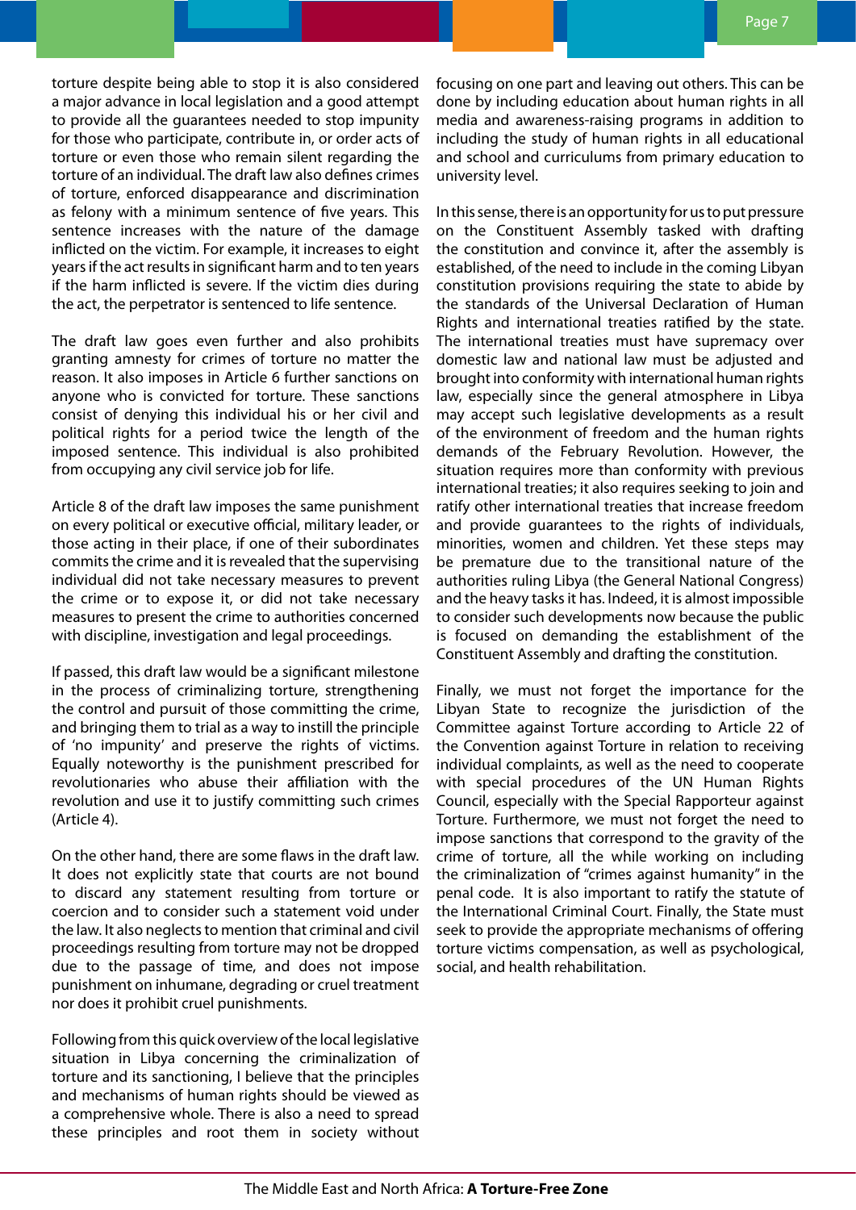torture despite being able to stop it is also considered a major advance in local legislation and a good attempt to provide all the guarantees needed to stop impunity for those who participate, contribute in, or order acts of torture or even those who remain silent regarding the torture of an individual. The draft law also defines crimes of torture, enforced disappearance and discrimination as felony with a minimum sentence of five years. This sentence increases with the nature of the damage inflicted on the victim. For example, it increases to eight years if the act results in significant harm and to ten years if the harm inflicted is severe. If the victim dies during the act, the perpetrator is sentenced to life sentence.

The draft law goes even further and also prohibits granting amnesty for crimes of torture no matter the reason. It also imposes in Article 6 further sanctions on anyone who is convicted for torture. These sanctions consist of denying this individual his or her civil and political rights for a period twice the length of the imposed sentence. This individual is also prohibited from occupying any civil service job for life.

Article 8 of the draft law imposes the same punishment on every political or executive official, military leader, or those acting in their place, if one of their subordinates commits the crime and it is revealed that the supervising individual did not take necessary measures to prevent the crime or to expose it, or did not take necessary measures to present the crime to authorities concerned with discipline, investigation and legal proceedings.

If passed, this draft law would be a significant milestone in the process of criminalizing torture, strengthening the control and pursuit of those committing the crime, and bringing them to trial as a way to instill the principle of 'no impunity' and preserve the rights of victims. Equally noteworthy is the punishment prescribed for revolutionaries who abuse their affiliation with the revolution and use it to justify committing such crimes (Article 4).

On the other hand, there are some flaws in the draft law. It does not explicitly state that courts are not bound to discard any statement resulting from torture or coercion and to consider such a statement void under the law. It also neglects to mention that criminal and civil proceedings resulting from torture may not be dropped due to the passage of time, and does not impose punishment on inhumane, degrading or cruel treatment nor does it prohibit cruel punishments.

Following from this quick overview of the local legislative situation in Libya concerning the criminalization of torture and its sanctioning, I believe that the principles and mechanisms of human rights should be viewed as a comprehensive whole. There is also a need to spread these principles and root them in society without focusing on one part and leaving out others. This can be done by including education about human rights in all media and awareness-raising programs in addition to including the study of human rights in all educational and school and curriculums from primary education to university level.

In this sense, there is an opportunity for us to put pressure on the Constituent Assembly tasked with drafting the constitution and convince it, after the assembly is established, of the need to include in the coming Libyan constitution provisions requiring the state to abide by the standards of the Universal Declaration of Human Rights and international treaties ratified by the state. The international treaties must have supremacy over domestic law and national law must be adjusted and brought into conformity with international human rights law, especially since the general atmosphere in Libya may accept such legislative developments as a result of the environment of freedom and the human rights demands of the February Revolution. However, the situation requires more than conformity with previous international treaties; it also requires seeking to join and ratify other international treaties that increase freedom and provide guarantees to the rights of individuals, minorities, women and children. Yet these steps may be premature due to the transitional nature of the authorities ruling Libya (the General National Congress) and the heavy tasks it has. Indeed, it is almost impossible to consider such developments now because the public is focused on demanding the establishment of the Constituent Assembly and drafting the constitution.

Finally, we must not forget the importance for the Libyan State to recognize the jurisdiction of the Committee against Torture according to Article 22 of the Convention against Torture in relation to receiving individual complaints, as well as the need to cooperate with special procedures of the UN Human Rights Council, especially with the Special Rapporteur against Torture. Furthermore, we must not forget the need to impose sanctions that correspond to the gravity of the crime of torture, all the while working on including the criminalization of "crimes against humanity" in the penal code. It is also important to ratify the statute of the International Criminal Court. Finally, the State must seek to provide the appropriate mechanisms of offering torture victims compensation, as well as psychological, social, and health rehabilitation.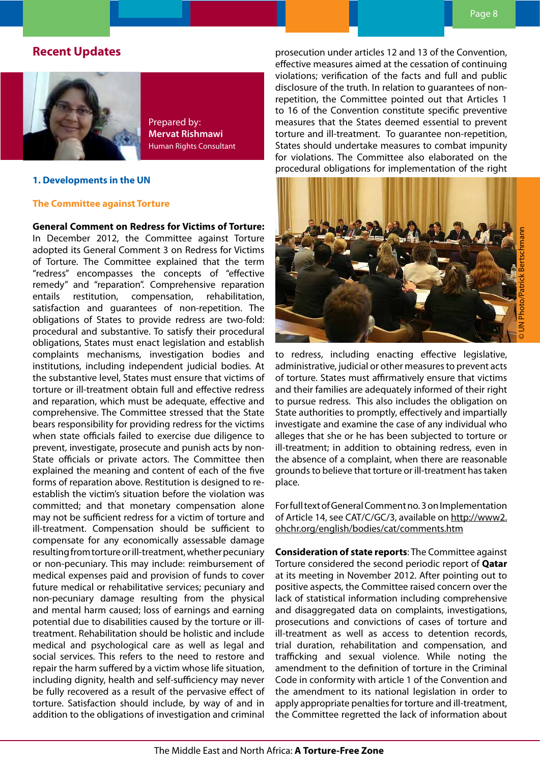## Recent Updates

Prepared by:
**Mervat Rishmawi**
Human Rights Consultant

### 1. Developments in the UN

#### The Committee against Torture

**General Comment on Redress for Victims of Torture:** In December 2012, the Committee against Torture adopted its General Comment 3 on Redress for Victims of Torture. The Committee explained that the term "redress" encompasses the concepts of "effective remedy" and "reparation". Comprehensive reparation entails restitution, compensation, rehabilitation, satisfaction and guarantees of non-repetition. The obligations of States to provide redress are two-fold: procedural and substantive. To satisfy their procedural obligations, States must enact legislation and establish complaints mechanisms, investigation bodies and institutions, including independent judicial bodies. At the substantive level, States must ensure that victims of torture or ill-treatment obtain full and effective redress and reparation, which must be adequate, effective and comprehensive. The Committee stressed that the State bears responsibility for providing redress for the victims when state officials failed to exercise due diligence to prevent, investigate, prosecute and punish acts by non-State officials or private actors. The Committee then explained the meaning and content of each of the five forms of reparation above. Restitution is designed to re-establish the victim's situation before the violation was committed; and that monetary compensation alone may not be sufficient redress for a victim of torture and ill-treatment. Compensation should be sufficient to compensate for any economically assessable damage resulting from torture or ill-treatment, whether pecuniary or non-pecuniary. This may include: reimbursement of medical expenses paid and provision of funds to cover future medical or rehabilitative services; pecuniary and non-pecuniary damage resulting from the physical and mental harm caused; loss of earnings and earning potential due to disabilities caused by the torture or ill-treatment. Rehabilitation should be holistic and include medical and psychological care as well as legal and social services. This refers to the need to restore and repair the harm suffered by a victim whose life situation, including dignity, health and self-sufficiency may never be fully recovered as a result of the pervasive effect of torture. Satisfaction should include, by way of and in addition to the obligations of investigation and criminal prosecution under articles 12 and 13 of the Convention, effective measures aimed at the cessation of continuing violations; verification of the facts and full and public disclosure of the truth. In relation to guarantees of non-repetition, the Committee pointed out that Articles 1 to 16 of the Convention constitute specific preventive measures that the States deemed essential to prevent torture and ill-treatment. To guarantee non-repetition, States should undertake measures to combat impunity for violations. The Committee also elaborated on the procedural obligations for implementation of the right to redress, including enacting effective legislative, administrative, judicial or other measures to prevent acts of torture. States must affirmatively ensure that victims and their families are adequately informed of their right to pursue redress. This also includes the obligation on State authorities to promptly, effectively and impartially investigate and examine the case of any individual who alleges that she or he has been subjected to torture or ill-treatment; in addition to obtaining redress, even in the absence of a complaint, when there are reasonable grounds to believe that torture or ill-treatment has taken place.

© UN Photo/Patrick Bertschmann

For full text of General Comment no. 3 on Implementation of Article 14, see CAT/C/GC/3, available on http://www2.ohchr.org/english/bodies/cat/comments.htm

**Consideration of state reports**: The Committee against Torture considered the second periodic report of **Qatar** at its meeting in November 2012. After pointing out to positive aspects, the Committee raised concern over the lack of statistical information including comprehensive and disaggregated data on complaints, investigations, prosecutions and convictions of cases of torture and ill-treatment as well as access to detention records, trial duration, rehabilitation and compensation, and trafficking and sexual violence. While noting the amendment to the definition of torture in the Criminal Code in conformity with article 1 of the Convention and the amendment to its national legislation in order to apply appropriate penalties for torture and ill-treatment, the Committee regretted the lack of information about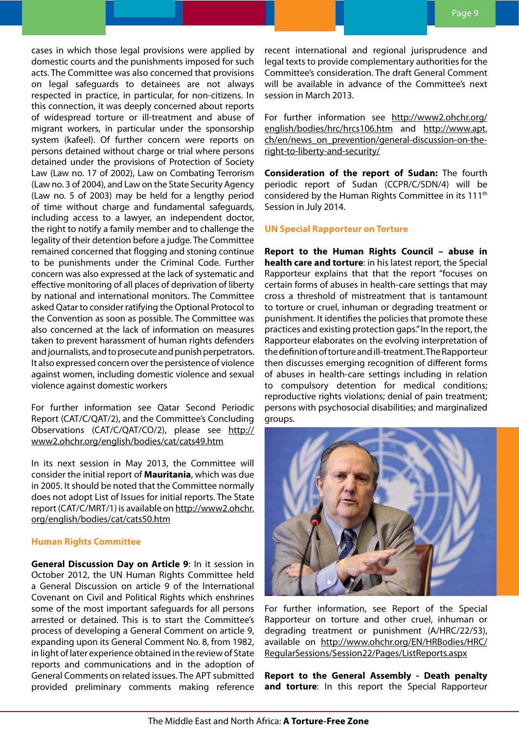cases in which those legal provisions were applied by domestic courts and the punishments imposed for such acts. The Committee was also concerned that provisions on legal safeguards to detainees are not always respected in practice, in particular, for non-citizens. In this connection, it was deeply concerned about reports of widespread torture or ill-treatment and abuse of migrant workers, in particular under the sponsorship system (kafeel). Of further concern were reports on persons detained without charge or trial where persons detained under the provisions of Protection of Society Law (Law no. 17 of 2002), Law on Combating Terrorism (Law no. 3 of 2004), and Law on the State Security Agency (Law no. 5 of 2003) may be held for a lengthy period of time without charge and fundamental safeguards, including access to a lawyer, an independent doctor, the right to notify a family member and to challenge the legality of their detention before a judge. The Committee remained concerned that flogging and stoning continue to be punishments under the Criminal Code. Further concern was also expressed at the lack of systematic and effective monitoring of all places of deprivation of liberty by national and international monitors. The Committee asked Qatar to consider ratifying the Optional Protocol to the Convention as soon as possible. The Committee was also concerned at the lack of information on measures taken to prevent harassment of human rights defenders and journalists, and to prosecute and punish perpetrators. It also expressed concern over the persistence of violence against women, including domestic violence and sexual violence against domestic workers

For further information see Qatar Second Periodic Report (CAT/C/QAT/2), and the Committee's Concluding Observations (CAT/C/QAT/CO/2), please see http://www2.ohchr.org/english/bodies/cat/cats49.htm

In its next session in May 2013, the Committee will consider the initial report of **Mauritania**, which was due in 2005. It should be noted that the Committee normally does not adopt List of Issues for initial reports. The State report (CAT/C/MRT/1) is available on http://www2.ohchr.org/english/bodies/cat/cats50.htm

### Human Rights Committee

**General Discussion Day on Article 9**: In it session in October 2012, the UN Human Rights Committee held a General Discussion on article 9 of the International Covenant on Civil and Political Rights which enshrines some of the most important safeguards for all persons arrested or detained. This is to start the Committee's process of developing a General Comment on article 9, expanding upon its General Comment No. 8, from 1982, in light of later experience obtained in the review of State reports and communications and in the adoption of General Comments on related issues. The APT submitted provided preliminary comments making reference recent international and regional jurisprudence and legal texts to provide complementary authorities for the Committee's consideration. The draft General Comment will be available in advance of the Committee's next session in March 2013.

For further information see http://www2.ohchr.org/english/bodies/hrc/hrcs106.htm and http://www.apt.ch/en/news_on_prevention/general-discussion-on-the-right-to-liberty-and-security/

**Consideration of the report of Sudan:** The fourth periodic report of Sudan (CCPR/C/SDN/4) will be considered by the Human Rights Committee in its 111th Session in July 2014.

### UN Special Rapporteur on Torture

**Report to the Human Rights Council – abuse in health care and torture**: in his latest report, the Special Rapporteur explains that that the report "focuses on certain forms of abuses in health-care settings that may cross a threshold of mistreatment that is tantamount to torture or cruel, inhuman or degrading treatment or punishment. It identifies the policies that promote these practices and existing protection gaps." In the report, the Rapporteur elaborates on the evolving interpretation of the definition of torture and ill-treatment. The Rapporteur then discusses emerging recognition of different forms of abuses in health-care settings including in relation to compulsory detention for medical conditions; reproductive rights violations; denial of pain treatment; persons with psychosocial disabilities; and marginalized groups.

For further information, see Report of the Special Rapporteur on torture and other cruel, inhuman or degrading treatment or punishment (A/HRC/22/53), available on http://www.ohchr.org/EN/HRBodies/HRC/RegularSessions/Session22/Pages/ListReports.aspx

**Report to the General Assembly - Death penalty and torture**: In this report the Special Rapporteur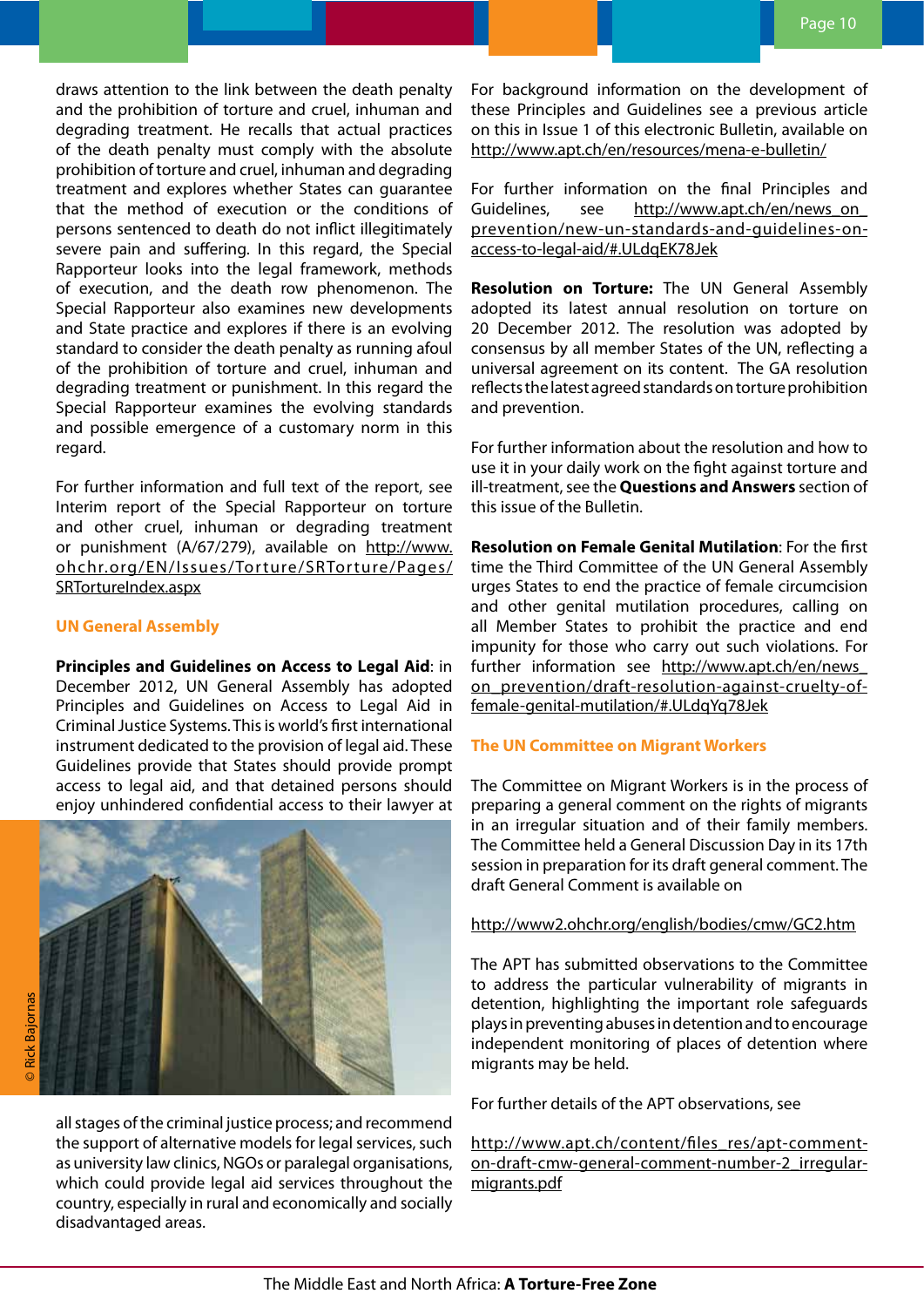draws attention to the link between the death penalty and the prohibition of torture and cruel, inhuman and degrading treatment. He recalls that actual practices of the death penalty must comply with the absolute prohibition of torture and cruel, inhuman and degrading treatment and explores whether States can guarantee that the method of execution or the conditions of persons sentenced to death do not inflict illegitimately severe pain and suffering. In this regard, the Special Rapporteur looks into the legal framework, methods of execution, and the death row phenomenon. The Special Rapporteur also examines new developments and State practice and explores if there is an evolving standard to consider the death penalty as running afoul of the prohibition of torture and cruel, inhuman and degrading treatment or punishment. In this regard the Special Rapporteur examines the evolving standards and possible emergence of a customary norm in this regard.

For further information and full text of the report, see Interim report of the Special Rapporteur on torture and other cruel, inhuman or degrading treatment or punishment (A/67/279), available on http://www.ohchr.org/EN/Issues/Torture/SRTorture/Pages/SRTortureIndex.aspx

## UN General Assembly

**Principles and Guidelines on Access to Legal Aid**: in December 2012, UN General Assembly has adopted Principles and Guidelines on Access to Legal Aid in Criminal Justice Systems. This is world's first international instrument dedicated to the provision of legal aid. These Guidelines provide that States should provide prompt access to legal aid, and that detained persons should enjoy unhindered confidential access to their lawyer at all stages of the criminal justice process; and recommend the support of alternative models for legal services, such as university law clinics, NGOs or paralegal organisations, which could provide legal aid services throughout the country, especially in rural and economically and socially disadvantaged areas.

© Rick Bajornas

For background information on the development of these Principles and Guidelines see a previous article on this in Issue 1 of this electronic Bulletin, available on http://www.apt.ch/en/resources/mena-e-bulletin/

For further information on the final Principles and Guidelines, see http://www.apt.ch/en/news_on_prevention/new-un-standards-and-guidelines-on-access-to-legal-aid/#.ULdqEK78Jek

**Resolution on Torture:** The UN General Assembly adopted its latest annual resolution on torture on 20 December 2012. The resolution was adopted by consensus by all member States of the UN, reflecting a universal agreement on its content. The GA resolution reflects the latest agreed standards on torture prohibition and prevention.

For further information about the resolution and how to use it in your daily work on the fight against torture and ill-treatment, see the **Questions and Answers** section of this issue of the Bulletin.

**Resolution on Female Genital Mutilation**: For the first time the Third Committee of the UN General Assembly urges States to end the practice of female circumcision and other genital mutilation procedures, calling on all Member States to prohibit the practice and end impunity for those who carry out such violations. For further information see http://www.apt.ch/en/news_on_prevention/draft-resolution-against-cruelty-of-female-genital-mutilation/#.ULdqYq78Jek

## The UN Committee on Migrant Workers

The Committee on Migrant Workers is in the process of preparing a general comment on the rights of migrants in an irregular situation and of their family members. The Committee held a General Discussion Day in its 17th session in preparation for its draft general comment. The draft General Comment is available on

http://www2.ohchr.org/english/bodies/cmw/GC2.htm

The APT has submitted observations to the Committee to address the particular vulnerability of migrants in detention, highlighting the important role safeguards plays in preventing abuses in detention and to encourage independent monitoring of places of detention where migrants may be held.

For further details of the APT observations, see

http://www.apt.ch/content/files_res/apt-comment-on-draft-cmw-general-comment-number-2_irregular-migrants.pdf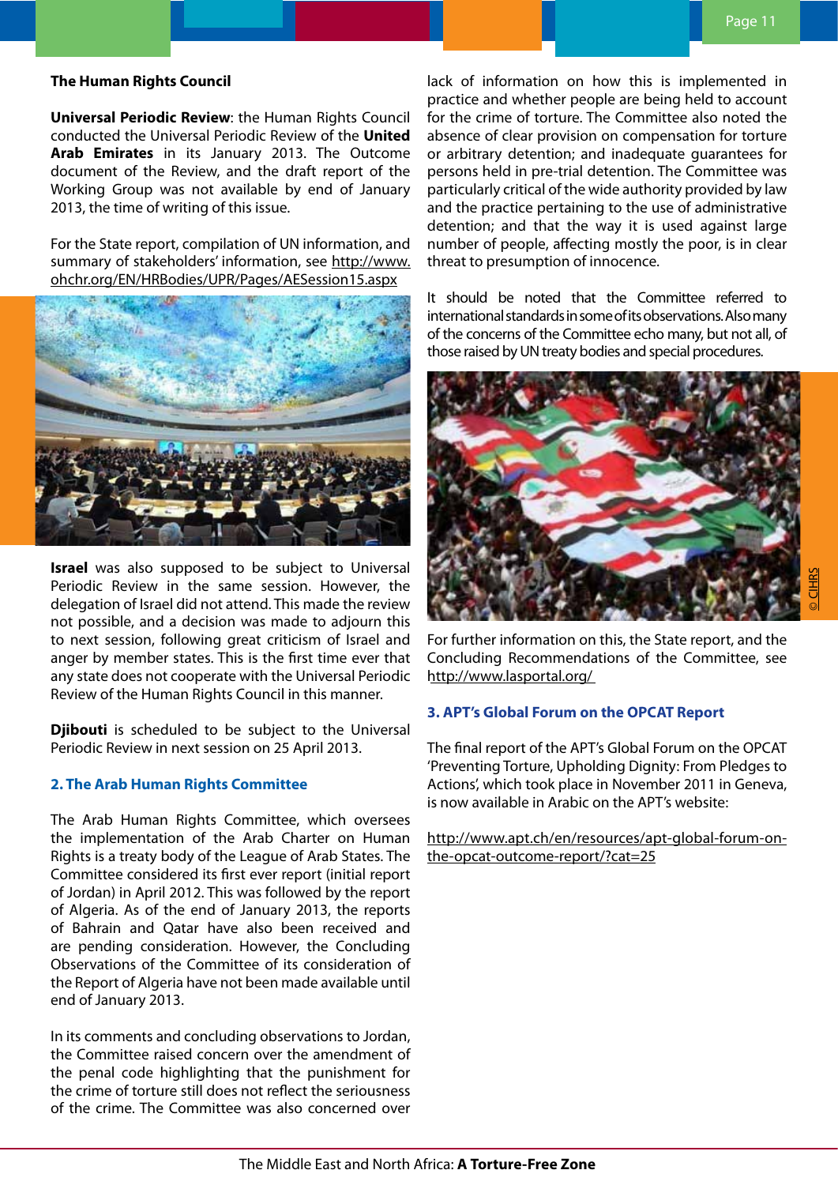**The Human Rights Council**

**Universal Periodic Review**: the Human Rights Council conducted the Universal Periodic Review of the **United Arab Emirates** in its January 2013. The Outcome document of the Review, and the draft report of the Working Group was not available by end of January 2013, the time of writing of this issue.

For the State report, compilation of UN information, and summary of stakeholders' information, see http://www.ohchr.org/EN/HRBodies/UPR/Pages/AESession15.aspx

**Israel** was also supposed to be subject to Universal Periodic Review in the same session. However, the delegation of Israel did not attend. This made the review not possible, and a decision was made to adjourn this to next session, following great criticism of Israel and anger by member states. This is the first time ever that any state does not cooperate with the Universal Periodic Review of the Human Rights Council in this manner.

**Djibouti** is scheduled to be subject to the Universal Periodic Review in next session on 25 April 2013.

### 2. The Arab Human Rights Committee

The Arab Human Rights Committee, which oversees the implementation of the Arab Charter on Human Rights is a treaty body of the League of Arab States. The Committee considered its first ever report (initial report of Jordan) in April 2012. This was followed by the report of Algeria. As of the end of January 2013, the reports of Bahrain and Qatar have also been received and are pending consideration. However, the Concluding Observations of the Committee of its consideration of the Report of Algeria have not been made available until end of January 2013.

In its comments and concluding observations to Jordan, the Committee raised concern over the amendment of the penal code highlighting that the punishment for the crime of torture still does not reflect the seriousness of the crime. The Committee was also concerned over lack of information on how this is implemented in practice and whether people are being held to account for the crime of torture. The Committee also noted the absence of clear provision on compensation for torture or arbitrary detention; and inadequate guarantees for persons held in pre-trial detention. The Committee was particularly critical of the wide authority provided by law and the practice pertaining to the use of administrative detention; and that the way it is used against large number of people, affecting mostly the poor, is in clear threat to presumption of innocence.

It should be noted that the Committee referred to international standards in some of its observations. Also many of the concerns of the Committee echo many, but not all, of those raised by UN treaty bodies and special procedures.

© CIHRS

For further information on this, the State report, and the Concluding Recommendations of the Committee, see http://www.lasportal.org/

### 3. APT's Global Forum on the OPCAT Report

The final report of the APT's Global Forum on the OPCAT 'Preventing Torture, Upholding Dignity: From Pledges to Actions', which took place in November 2011 in Geneva, is now available in Arabic on the APT's website:

http://www.apt.ch/en/resources/apt-global-forum-on-the-opcat-outcome-report/?cat=25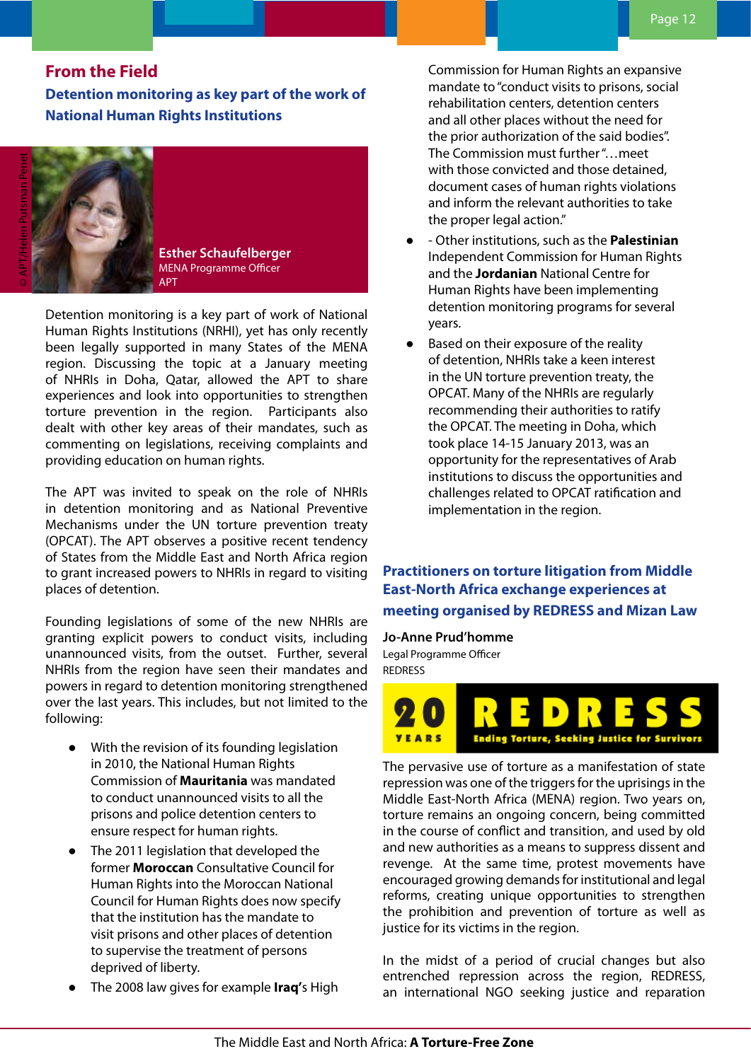## From the Field

### Detention monitoring as key part of the work of National Human Rights Institutions

© APT/Helen Putsman Penet

**Esther Schaufelberger**
MENA Programme Officer
APT

Detention monitoring is a key part of work of National Human Rights Institutions (NRHI), yet has only recently been legally supported in many States of the MENA region. Discussing the topic at a January meeting of NHRIs in Doha, Qatar, allowed the APT to share experiences and look into opportunities to strengthen torture prevention in the region. Participants also dealt with other key areas of their mandates, such as commenting on legislations, receiving complaints and providing education on human rights.

The APT was invited to speak on the role of NHRIs in detention monitoring and as National Preventive Mechanisms under the UN torture prevention treaty (OPCAT). The APT observes a positive recent tendency of States from the Middle East and North Africa region to grant increased powers to NHRIs in regard to visiting places of detention.

Founding legislations of some of the new NHRIs are granting explicit powers to conduct visits, including unannounced visits, from the outset. Further, several NHRIs from the region have seen their mandates and powers in regard to detention monitoring strengthened over the last years. This includes, but not limited to the following:

- With the revision of its founding legislation in 2010, the National Human Rights Commission of **Mauritania** was mandated to conduct unannounced visits to all the prisons and police detention centers to ensure respect for human rights.
- The 2011 legislation that developed the former **Moroccan** Consultative Council for Human Rights into the Moroccan National Council for Human Rights does now specify that the institution has the mandate to visit prisons and other places of detention to supervise the treatment of persons deprived of liberty.
- The 2008 law gives for example **Iraq'**s High Commission for Human Rights an expansive mandate to "conduct visits to prisons, social rehabilitation centers, detention centers and all other places without the need for the prior authorization of the said bodies". The Commission must further "…meet with those convicted and those detained, document cases of human rights violations and inform the relevant authorities to take the proper legal action."
- - Other institutions, such as the **Palestinian** Independent Commission for Human Rights and the **Jordanian** National Centre for Human Rights have been implementing detention monitoring programs for several years.
- Based on their exposure of the reality of detention, NHRIs take a keen interest in the UN torture prevention treaty, the OPCAT. Many of the NHRIs are regularly recommending their authorities to ratify the OPCAT. The meeting in Doha, which took place 14-15 January 2013, was an opportunity for the representatives of Arab institutions to discuss the opportunities and challenges related to OPCAT ratification and implementation in the region.

### Practitioners on torture litigation from Middle East-North Africa exchange experiences at meeting organised by REDRESS and Mizan Law

**Jo-Anne Prud'homme**
Legal Programme Officer
REDRESS

20 YEARS REDRESS Ending Torture, Seeking Justice for Survivors

The pervasive use of torture as a manifestation of state repression was one of the triggers for the uprisings in the Middle East-North Africa (MENA) region. Two years on, torture remains an ongoing concern, being committed in the course of conflict and transition, and used by old and new authorities as a means to suppress dissent and revenge. At the same time, protest movements have encouraged growing demands for institutional and legal reforms, creating unique opportunities to strengthen the prohibition and prevention of torture as well as justice for its victims in the region.

In the midst of a period of crucial changes but also entrenched repression across the region, REDRESS, an international NGO seeking justice and reparation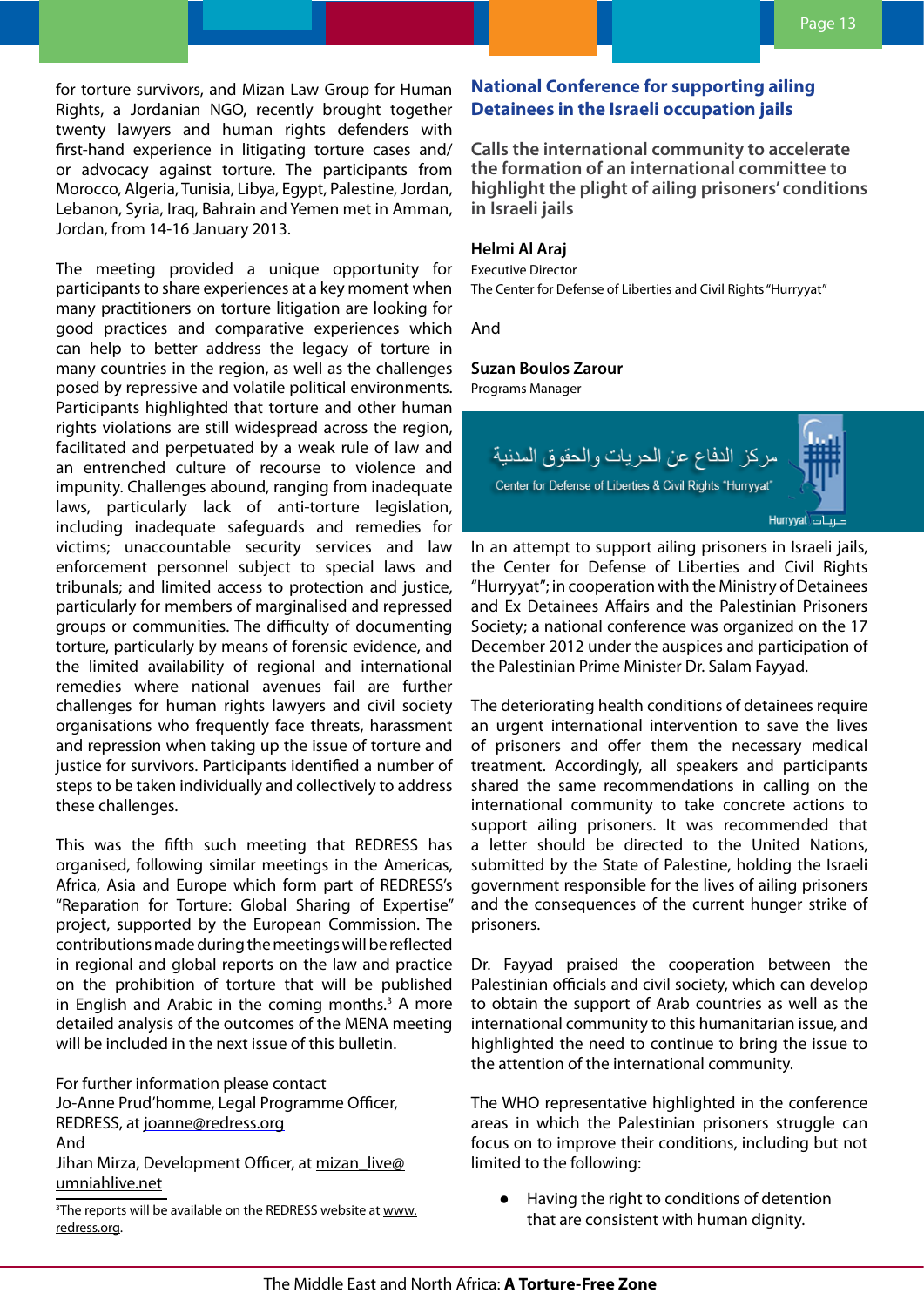for torture survivors, and Mizan Law Group for Human Rights, a Jordanian NGO, recently brought together twenty lawyers and human rights defenders with first-hand experience in litigating torture cases and/or advocacy against torture. The participants from Morocco, Algeria, Tunisia, Libya, Egypt, Palestine, Jordan, Lebanon, Syria, Iraq, Bahrain and Yemen met in Amman, Jordan, from 14-16 January 2013.

The meeting provided a unique opportunity for participants to share experiences at a key moment when many practitioners on torture litigation are looking for good practices and comparative experiences which can help to better address the legacy of torture in many countries in the region, as well as the challenges posed by repressive and volatile political environments. Participants highlighted that torture and other human rights violations are still widespread across the region, facilitated and perpetuated by a weak rule of law and an entrenched culture of recourse to violence and impunity. Challenges abound, ranging from inadequate laws, particularly lack of anti-torture legislation, including inadequate safeguards and remedies for victims; unaccountable security services and law enforcement personnel subject to special laws and tribunals; and limited access to protection and justice, particularly for members of marginalised and repressed groups or communities. The difficulty of documenting torture, particularly by means of forensic evidence, and the limited availability of regional and international remedies where national avenues fail are further challenges for human rights lawyers and civil society organisations who frequently face threats, harassment and repression when taking up the issue of torture and justice for survivors. Participants identified a number of steps to be taken individually and collectively to address these challenges.

This was the fifth such meeting that REDRESS has organised, following similar meetings in the Americas, Africa, Asia and Europe which form part of REDRESS's "Reparation for Torture: Global Sharing of Expertise" project, supported by the European Commission. The contributions made during the meetings will be reflected in regional and global reports on the law and practice on the prohibition of torture that will be published in English and Arabic in the coming months.[3] A more detailed analysis of the outcomes of the MENA meeting will be included in the next issue of this bulletin.

For further information please contact
Jo-Anne Prud'homme, Legal Programme Officer, REDRESS, at joanne@redress.org
And
Jihan Mirza, Development Officer, at mizan_live@umniahlive.net

[3]The reports will be available on the REDRESS website at www.redress.org.

## National Conference for supporting ailing Detainees in the Israeli occupation jails

### Calls the international community to accelerate the formation of an international committee to highlight the plight of ailing prisoners' conditions in Israeli jails

**Helmi Al Araj**
Executive Director
The Center for Defense of Liberties and Civil Rights "Hurryyat"

And

**Suzan Boulos Zarour**
Programs Manager

مركز الدفاع عن الحريات والحقوق المدنية
Center for Defense of Liberties & Civil Rights "Hurryyat"
Hurryyat حريات

In an attempt to support ailing prisoners in Israeli jails, the Center for Defense of Liberties and Civil Rights "Hurryyat"; in cooperation with the Ministry of Detainees and Ex Detainees Affairs and the Palestinian Prisoners Society; a national conference was organized on the 17 December 2012 under the auspices and participation of the Palestinian Prime Minister Dr. Salam Fayyad.

The deteriorating health conditions of detainees require an urgent international intervention to save the lives of prisoners and offer them the necessary medical treatment. Accordingly, all speakers and participants shared the same recommendations in calling on the international community to take concrete actions to support ailing prisoners. It was recommended that a letter should be directed to the United Nations, submitted by the State of Palestine, holding the Israeli government responsible for the lives of ailing prisoners and the consequences of the current hunger strike of prisoners.

Dr. Fayyad praised the cooperation between the Palestinian officials and civil society, which can develop to obtain the support of Arab countries as well as the international community to this humanitarian issue, and highlighted the need to continue to bring the issue to the attention of the international community.

The WHO representative highlighted in the conference areas in which the Palestinian prisoners struggle can focus on to improve their conditions, including but not limited to the following:

- Having the right to conditions of detention that are consistent with human dignity.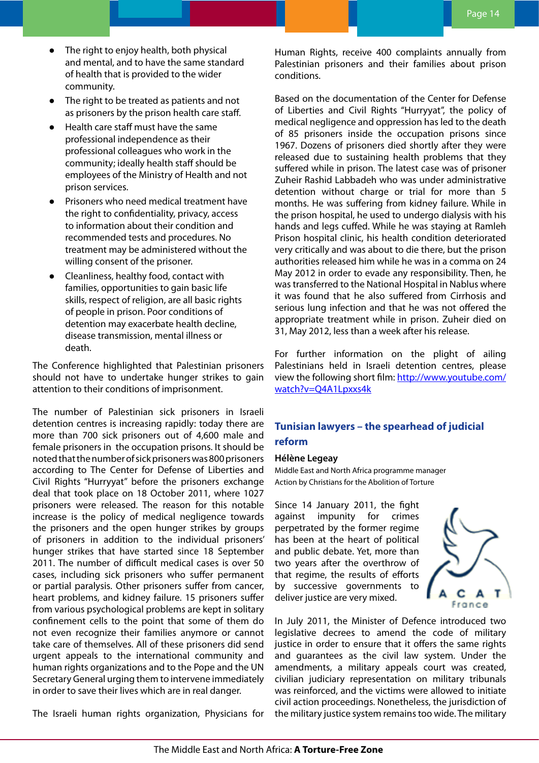- The right to enjoy health, both physical and mental, and to have the same standard of health that is provided to the wider community.
- The right to be treated as patients and not as prisoners by the prison health care staff.
- Health care staff must have the same professional independence as their professional colleagues who work in the community; ideally health staff should be employees of the Ministry of Health and not prison services.
- Prisoners who need medical treatment have the right to confidentiality, privacy, access to information about their condition and recommended tests and procedures. No treatment may be administered without the willing consent of the prisoner.
- Cleanliness, healthy food, contact with families, opportunities to gain basic life skills, respect of religion, are all basic rights of people in prison. Poor conditions of detention may exacerbate health decline, disease transmission, mental illness or death.

The Conference highlighted that Palestinian prisoners should not have to undertake hunger strikes to gain attention to their conditions of imprisonment.

The number of Palestinian sick prisoners in Israeli detention centres is increasing rapidly: today there are more than 700 sick prisoners out of 4,600 male and female prisoners in the occupation prisons. It should be noted that the number of sick prisoners was 800 prisoners according to The Center for Defense of Liberties and Civil Rights "Hurryyat" before the prisoners exchange deal that took place on 18 October 2011, where 1027 prisoners were released. The reason for this notable increase is the policy of medical negligence towards the prisoners and the open hunger strikes by groups of prisoners in addition to the individual prisoners' hunger strikes that have started since 18 September 2011. The number of difficult medical cases is over 50 cases, including sick prisoners who suffer permanent or partial paralysis. Other prisoners suffer from cancer, heart problems, and kidney failure. 15 prisoners suffer from various psychological problems are kept in solitary confinement cells to the point that some of them do not even recognize their families anymore or cannot take care of themselves. All of these prisoners did send urgent appeals to the international community and human rights organizations and to the Pope and the UN Secretary General urging them to intervene immediately in order to save their lives which are in real danger.

The Israeli human rights organization, Physicians for Human Rights, receive 400 complaints annually from Palestinian prisoners and their families about prison conditions.

Based on the documentation of the Center for Defense of Liberties and Civil Rights "Hurryyat", the policy of medical negligence and oppression has led to the death of 85 prisoners inside the occupation prisons since 1967. Dozens of prisoners died shortly after they were released due to sustaining health problems that they suffered while in prison. The latest case was of prisoner Zuheir Rashid Labbadeh who was under administrative detention without charge or trial for more than 5 months. He was suffering from kidney failure. While in the prison hospital, he used to undergo dialysis with his hands and legs cuffed. While he was staying at Ramleh Prison hospital clinic, his health condition deteriorated very critically and was about to die there, but the prison authorities released him while he was in a comma on 24 May 2012 in order to evade any responsibility. Then, he was transferred to the National Hospital in Nablus where it was found that he also suffered from Cirrhosis and serious lung infection and that he was not offered the appropriate treatment while in prison. Zuheir died on 31, May 2012, less than a week after his release.

For further information on the plight of ailing Palestinians held in Israeli detention centres, please view the following short film: http://www.youtube.com/watch?v=Q4A1Lpxxs4k

## Tunisian lawyers – the spearhead of judicial reform

**Hélène Legeay**

Middle East and North Africa programme manager
Action by Christians for the Abolition of Torture

Since 14 January 2011, the fight against impunity for crimes perpetrated by the former regime has been at the heart of political and public debate. Yet, more than two years after the overthrow of that regime, the results of efforts by successive governments to deliver justice are very mixed.

In July 2011, the Minister of Defence introduced two legislative decrees to amend the code of military justice in order to ensure that it offers the same rights and guarantees as the civil law system. Under the amendments, a military appeals court was created, civilian judiciary representation on military tribunals was reinforced, and the victims were allowed to initiate civil action proceedings. Nonetheless, the jurisdiction of the military justice system remains too wide. The military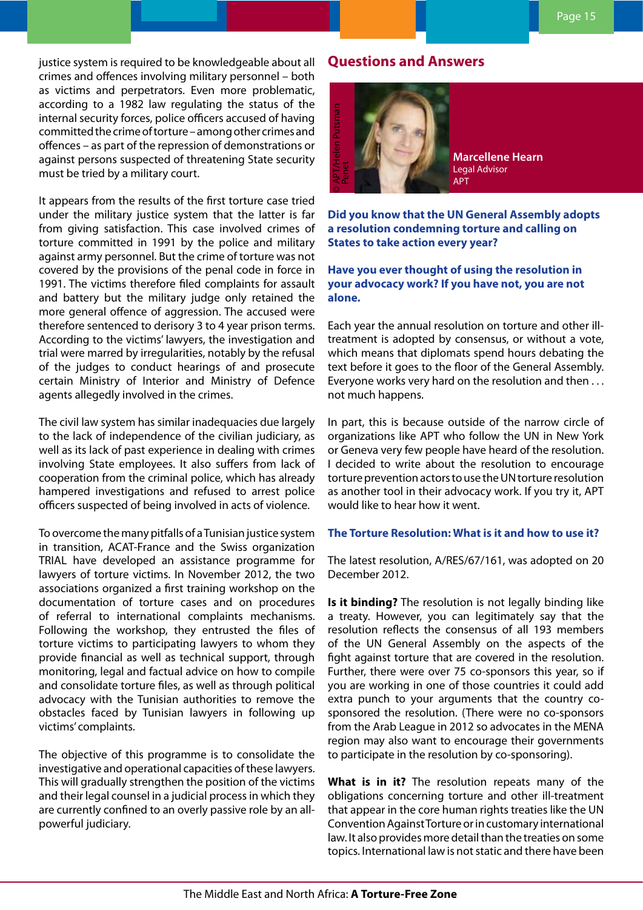justice system is required to be knowledgeable about all crimes and offences involving military personnel – both as victims and perpetrators. Even more problematic, according to a 1982 law regulating the status of the internal security forces, police officers accused of having committed the crime of torture – among other crimes and offences – as part of the repression of demonstrations or against persons suspected of threatening State security must be tried by a military court.

It appears from the results of the first torture case tried under the military justice system that the latter is far from giving satisfaction. This case involved crimes of torture committed in 1991 by the police and military against army personnel. But the crime of torture was not covered by the provisions of the penal code in force in 1991. The victims therefore filed complaints for assault and battery but the military judge only retained the more general offence of aggression. The accused were therefore sentenced to derisory 3 to 4 year prison terms. According to the victims' lawyers, the investigation and trial were marred by irregularities, notably by the refusal of the judges to conduct hearings of and prosecute certain Ministry of Interior and Ministry of Defence agents allegedly involved in the crimes.

The civil law system has similar inadequacies due largely to the lack of independence of the civilian judiciary, as well as its lack of past experience in dealing with crimes involving State employees. It also suffers from lack of cooperation from the criminal police, which has already hampered investigations and refused to arrest police officers suspected of being involved in acts of violence.

To overcome the many pitfalls of a Tunisian justice system in transition, ACAT-France and the Swiss organization TRIAL have developed an assistance programme for lawyers of torture victims. In November 2012, the two associations organized a first training workshop on the documentation of torture cases and on procedures of referral to international complaints mechanisms. Following the workshop, they entrusted the files of torture victims to participating lawyers to whom they provide financial as well as technical support, through monitoring, legal and factual advice on how to compile and consolidate torture files, as well as through political advocacy with the Tunisian authorities to remove the obstacles faced by Tunisian lawyers in following up victims' complaints.

The objective of this programme is to consolidate the investigative and operational capacities of these lawyers. This will gradually strengthen the position of the victims and their legal counsel in a judicial process in which they are currently confined to an overly passive role by an all-powerful judiciary.

## Questions and Answers

© APT/Helen Putsman Penet

**Marcellene Hearn**
Legal Advisor
APT

**Did you know that the UN General Assembly adopts a resolution condemning torture and calling on States to take action every year?**

**Have you ever thought of using the resolution in your advocacy work? If you have not, you are not alone.**

Each year the annual resolution on torture and other ill-treatment is adopted by consensus, or without a vote, which means that diplomats spend hours debating the text before it goes to the floor of the General Assembly. Everyone works very hard on the resolution and then . . . not much happens.

In part, this is because outside of the narrow circle of organizations like APT who follow the UN in New York or Geneva very few people have heard of the resolution. I decided to write about the resolution to encourage torture prevention actors to use the UN torture resolution as another tool in their advocacy work. If you try it, APT would like to hear how it went.

### The Torture Resolution: What is it and how to use it?

The latest resolution, A/RES/67/161, was adopted on 20 December 2012.

**Is it binding?** The resolution is not legally binding like a treaty. However, you can legitimately say that the resolution reflects the consensus of all 193 members of the UN General Assembly on the aspects of the fight against torture that are covered in the resolution. Further, there were over 75 co-sponsors this year, so if you are working in one of those countries it could add extra punch to your arguments that the country co-sponsored the resolution. (There were no co-sponsors from the Arab League in 2012 so advocates in the MENA region may also want to encourage their governments to participate in the resolution by co-sponsoring).

**What is in it?** The resolution repeats many of the obligations concerning torture and other ill-treatment that appear in the core human rights treaties like the UN Convention Against Torture or in customary international law. It also provides more detail than the treaties on some topics. International law is not static and there have been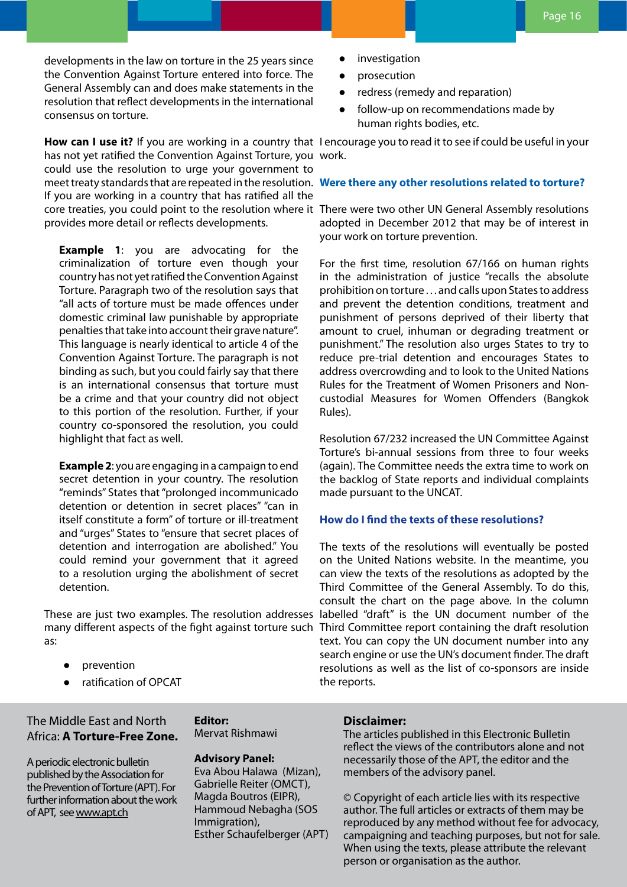developments in the law on torture in the 25 years since the Convention Against Torture entered into force. The General Assembly can and does make statements in the resolution that reflect developments in the international consensus on torture.

**How can I use it?** If you are working in a country that has not yet ratified the Convention Against Torture, you could use the resolution to urge your government to meet treaty standards that are repeated in the resolution. If you are working in a country that has ratified all the core treaties, you could point to the resolution where it provides more detail or reflects developments.

> **Example 1**: you are advocating for the criminalization of torture even though your country has not yet ratified the Convention Against Torture. Paragraph two of the resolution says that "all acts of torture must be made offences under domestic criminal law punishable by appropriate penalties that take into account their grave nature". This language is nearly identical to article 4 of the Convention Against Torture. The paragraph is not binding as such, but you could fairly say that there is an international consensus that torture must be a crime and that your country did not object to this portion of the resolution. Further, if your country co-sponsored the resolution, you could highlight that fact as well.

> **Example 2**: you are engaging in a campaign to end secret detention in your country. The resolution "reminds" States that "prolonged incommunicado detention or detention in secret places" "can in itself constitute a form" of torture or ill-treatment and "urges" States to "ensure that secret places of detention and interrogation are abolished." You could remind your government that it agreed to a resolution urging the abolishment of secret detention.

These are just two examples. The resolution addresses many different aspects of the fight against torture such as:

- prevention
- ratification of OPCAT
- investigation
- prosecution
- redress (remedy and reparation)
- follow-up on recommendations made by human rights bodies, etc.

I encourage you to read it to see if could be useful in your work.

### Were there any other resolutions related to torture?

There were two other UN General Assembly resolutions adopted in December 2012 that may be of interest in your work on torture prevention.

For the first time, resolution 67/166 on human rights in the administration of justice "recalls the absolute prohibition on torture . . . and calls upon States to address and prevent the detention conditions, treatment and punishment of persons deprived of their liberty that amount to cruel, inhuman or degrading treatment or punishment." The resolution also urges States to try to reduce pre-trial detention and encourages States to address overcrowding and to look to the United Nations Rules for the Treatment of Women Prisoners and Non-custodial Measures for Women Offenders (Bangkok Rules).

Resolution 67/232 increased the UN Committee Against Torture's bi-annual sessions from three to four weeks (again). The Committee needs the extra time to work on the backlog of State reports and individual complaints made pursuant to the UNCAT.

### How do I find the texts of these resolutions?

The texts of the resolutions will eventually be posted on the United Nations website. In the meantime, you can view the texts of the resolutions as adopted by the Third Committee of the General Assembly. To do this, consult the chart on the page above. In the column labelled "draft" is the UN document number of the Third Committee report containing the draft resolution text. You can copy the UN document number into any search engine or use the UN's document finder. The draft resolutions as well as the list of co-sponsors are inside the reports.

---

The Middle East and North Africa: **A Torture-Free Zone.**

A periodic electronic bulletin published by the Association for the Prevention of Torture (APT). For further information about the work of APT, see www.apt.ch

**Editor:**
Mervat Rishmawi

**Advisory Panel:**
Eva Abou Halawa (Mizan),
Gabrielle Reiter (OMCT),
Magda Boutros (EIPR),
Hammoud Nebagha (SOS Immigration),
Esther Schaufelberger (APT)

**Disclaimer:**
The articles published in this Electronic Bulletin reflect the views of the contributors alone and not necessarily those of the APT, the editor and the members of the advisory panel.

© Copyright of each article lies with its respective author. The full articles or extracts of them may be reproduced by any method without fee for advocacy, campaigning and teaching purposes, but not for sale. When using the texts, please attribute the relevant person or organisation as the author.